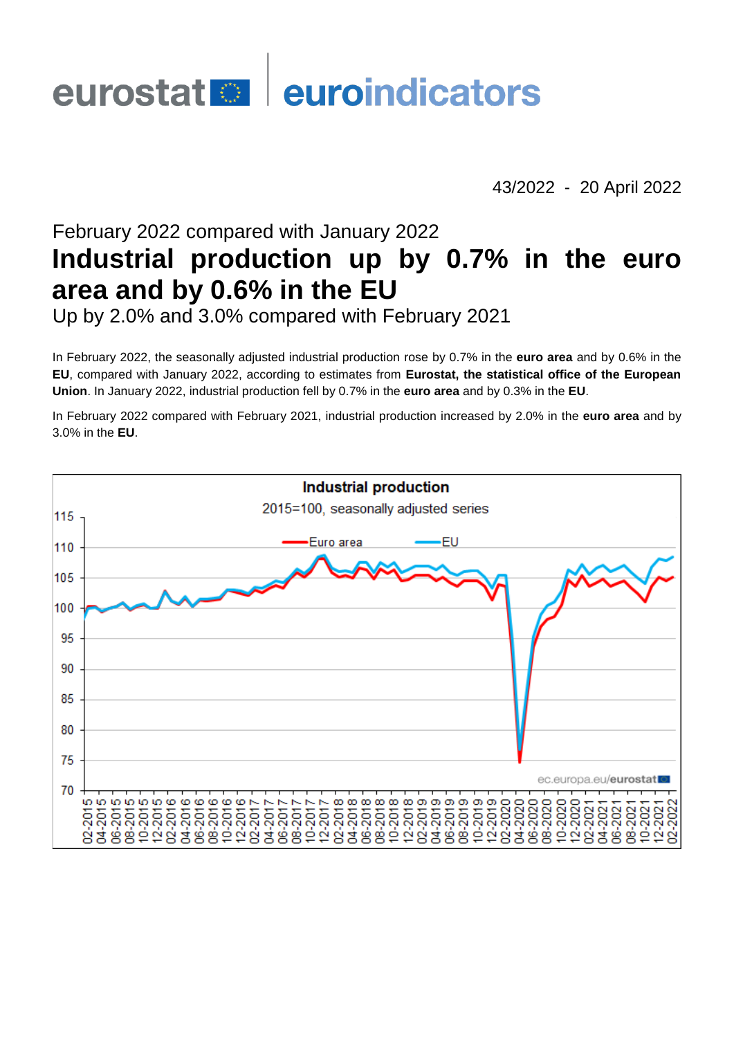eurostat | euroindicators

43/2022 - 20 April 2022

February 2022 compared with January 2022

# Industrial production up by 0.7% in the euro area and by 0.6% in the EU

Up by 2.0% and 3.0% compared with February 2021

In February 2022, the seasonally adjusted industrial production rose by 0.7% in the **euro area** and by 0.6% in the **EU**, compared with January 2022, according to estimates from **Eurostat, the statistical office of the European Union**. In January 2022, industrial production fell by 0.7% in the **euro area** and by 0.3% in the **EU**.

In February 2022 compared with February 2021, industrial production increased by 2.0% in the **euro area** and by 3.0% in the **EU**.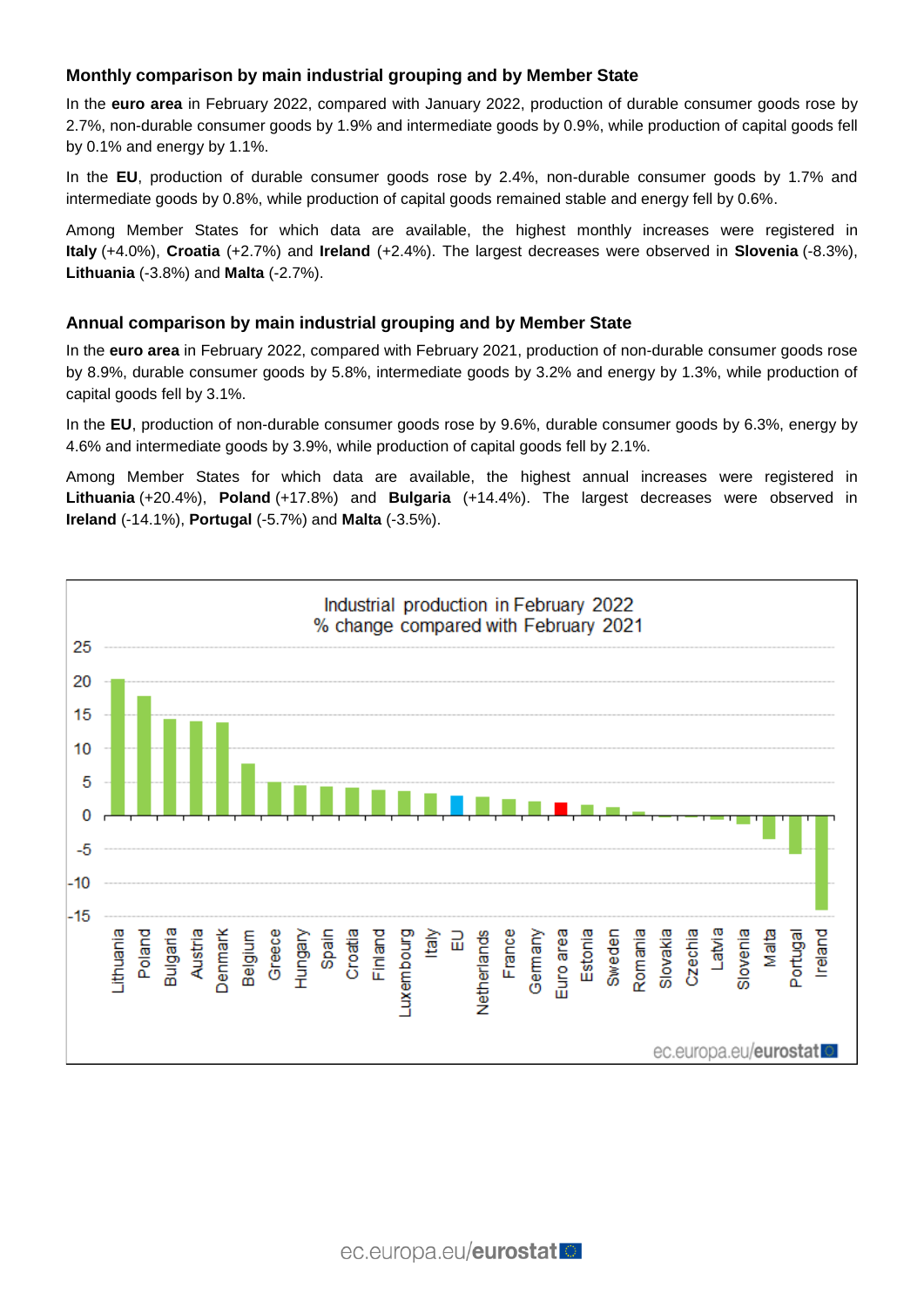### Monthly comparison by main industrial grouping and by Member State

In the **euro area** in February 2022, compared with January 2022, production of durable consumer goods rose by 2.7%, non-durable consumer goods by 1.9% and intermediate goods by 0.9%, while production of capital goods fell by 0.1% and energy by 1.1%.

In the **EU**, production of durable consumer goods rose by 2.4%, non-durable consumer goods by 1.7% and intermediate goods by 0.8%, while production of capital goods remained stable and energy fell by 0.6%.

Among Member States for which data are available, the highest monthly increases were registered in **Italy** (+4.0%), **Croatia** (+2.7%) and **Ireland** (+2.4%). The largest decreases were observed in **Slovenia** (-8.3%), **Lithuania** (-3.8%) and **Malta** (-2.7%).

### Annual comparison by main industrial grouping and by Member State

In the **euro area** in February 2022, compared with February 2021, production of non-durable consumer goods rose by 8.9%, durable consumer goods by 5.8%, intermediate goods by 3.2% and energy by 1.3%, while production of capital goods fell by 3.1%.

In the **EU**, production of non-durable consumer goods rose by 9.6%, durable consumer goods by 6.3%, energy by 4.6% and intermediate goods by 3.9%, while production of capital goods fell by 2.1%.

Among Member States for which data are available, the highest annual increases were registered in **Lithuania** (+20.4%), **Poland** (+17.8%) and **Bulgaria** (+14.4%). The largest decreases were observed in **Ireland** (-14.1%), **Portugal** (-5.7%) and **Malta** (-3.5%).

Industrial production in February 2022
% change compared with February 2021

ec.europa.eu/eurostat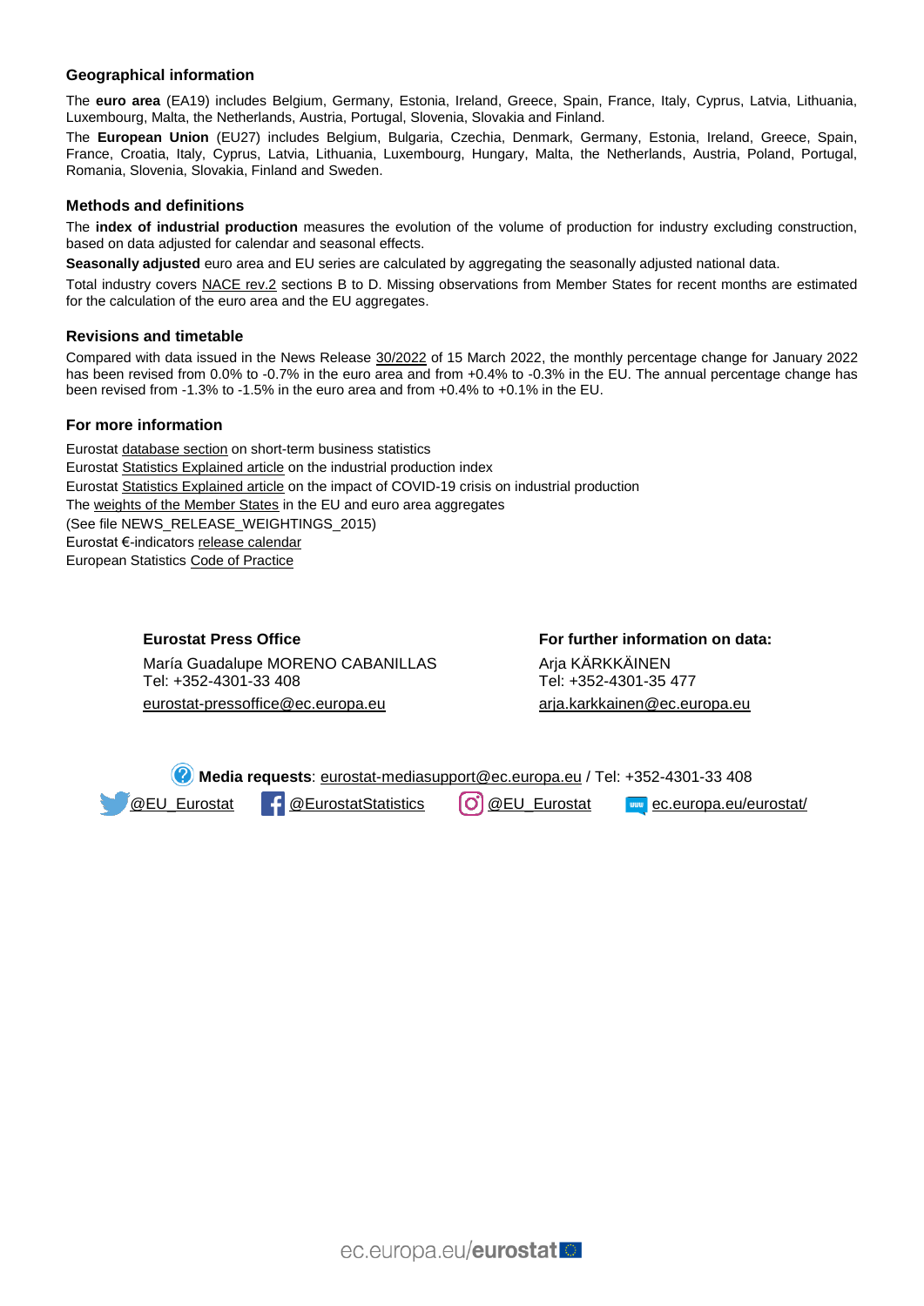## Geographical information

The **euro area** (EA19) includes Belgium, Germany, Estonia, Ireland, Greece, Spain, France, Italy, Cyprus, Latvia, Lithuania, Luxembourg, Malta, the Netherlands, Austria, Portugal, Slovenia, Slovakia and Finland.

The **European Union** (EU27) includes Belgium, Bulgaria, Czechia, Denmark, Germany, Estonia, Ireland, Greece, Spain, France, Croatia, Italy, Cyprus, Latvia, Lithuania, Luxembourg, Hungary, Malta, the Netherlands, Austria, Poland, Portugal, Romania, Slovenia, Slovakia, Finland and Sweden.

## Methods and definitions

The **index of industrial production** measures the evolution of the volume of production for industry excluding construction, based on data adjusted for calendar and seasonal effects.

**Seasonally adjusted** euro area and EU series are calculated by aggregating the seasonally adjusted national data.

Total industry covers NACE rev.2 sections B to D. Missing observations from Member States for recent months are estimated for the calculation of the euro area and the EU aggregates.

## Revisions and timetable

Compared with data issued in the News Release 30/2022 of 15 March 2022, the monthly percentage change for January 2022 has been revised from 0.0% to -0.7% in the euro area and from +0.4% to -0.3% in the EU. The annual percentage change has been revised from -1.3% to -1.5% in the euro area and from +0.4% to +0.1% in the EU.

## For more information

Eurostat database section on short-term business statistics
Eurostat Statistics Explained article on the industrial production index
Eurostat Statistics Explained article on the impact of COVID-19 crisis on industrial production
The weights of the Member States in the EU and euro area aggregates
(See file NEWS_RELEASE_WEIGHTINGS_2015)
Eurostat €-indicators release calendar
European Statistics Code of Practice

**Eurostat Press Office**

María Guadalupe MORENO CABANILLAS
Tel: +352-4301-33 408
eurostat-pressoffice@ec.europa.eu

**For further information on data:**

Arja KÄRKKÄINEN
Tel: +352-4301-35 477
arja.karkkainen@ec.europa.eu

**Media requests**: eurostat-mediasupport@ec.europa.eu / Tel: +352-4301-33 408

@EU_Eurostat @EurostatStatistics @EU_Eurostat ec.europa.eu/eurostat/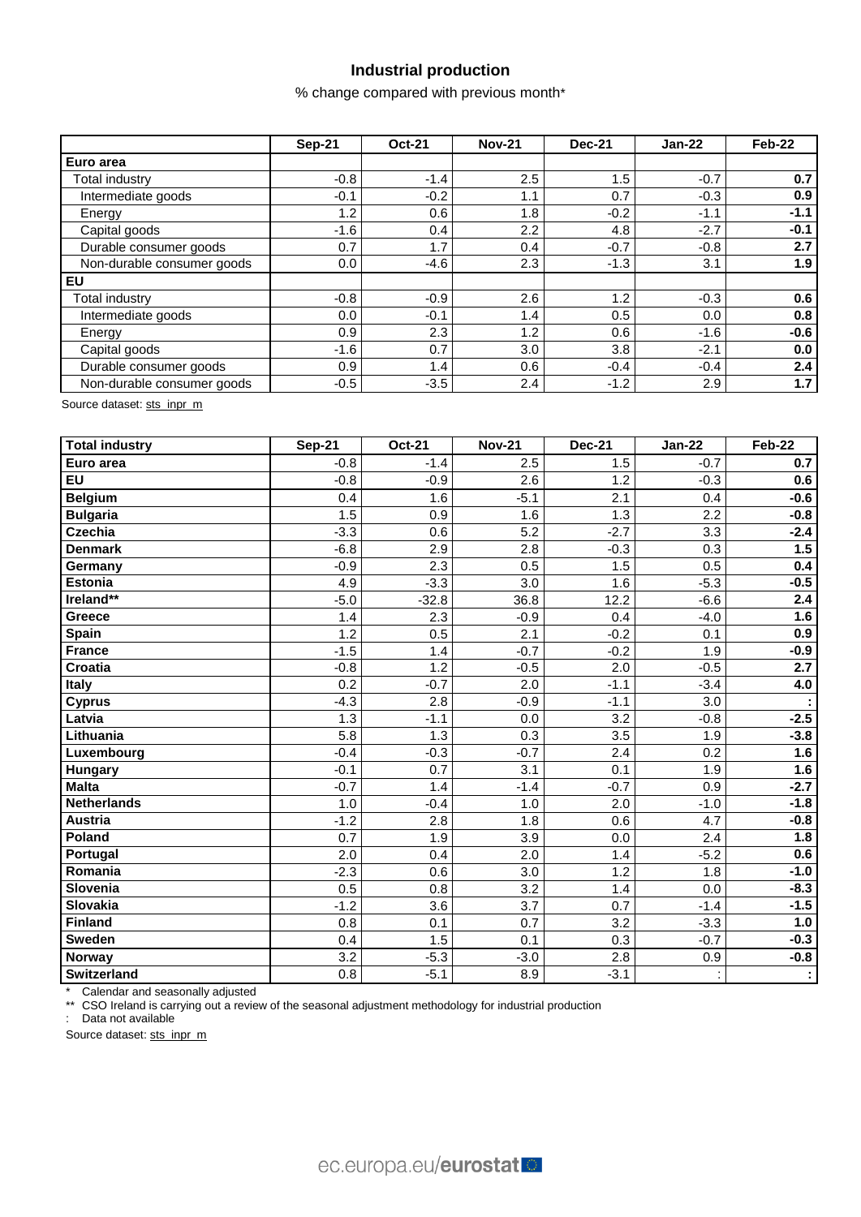## Industrial production

% change compared with previous month*

| | Sep-21 | Oct-21 | Nov-21 | Dec-21 | Jan-22 | Feb-22 |
|---|---|---|---|---|---|---|
| **Euro area** | | | | | | |
| Total industry | -0.8 | -1.4 | 2.5 | 1.5 | -0.7 | **0.7** |
| Intermediate goods | -0.1 | -0.2 | 1.1 | 0.7 | -0.3 | **0.9** |
| Energy | 1.2 | 0.6 | 1.8 | -0.2 | -1.1 | **-1.1** |
| Capital goods | -1.6 | 0.4 | 2.2 | 4.8 | -2.7 | **-0.1** |
| Durable consumer goods | 0.7 | 1.7 | 0.4 | -0.7 | -0.8 | **2.7** |
| Non-durable consumer goods | 0.0 | -4.6 | 2.3 | -1.3 | 3.1 | **1.9** |
| **EU** | | | | | | |
| Total industry | -0.8 | -0.9 | 2.6 | 1.2 | -0.3 | **0.6** |
| Intermediate goods | 0.0 | -0.1 | 1.4 | 0.5 | 0.0 | **0.8** |
| Energy | 0.9 | 2.3 | 1.2 | 0.6 | -1.6 | **-0.6** |
| Capital goods | -1.6 | 0.7 | 3.0 | 3.8 | -2.1 | **0.0** |
| Durable consumer goods | 0.9 | 1.4 | 0.6 | -0.4 | -0.4 | **2.4** |
| Non-durable consumer goods | -0.5 | -3.5 | 2.4 | -1.2 | 2.9 | **1.7** |

Source dataset: sts_inpr_m

| **Total industry** | Sep-21 | Oct-21 | Nov-21 | Dec-21 | Jan-22 | Feb-22 |
|---|---|---|---|---|---|---|
| **Euro area** | -0.8 | -1.4 | 2.5 | 1.5 | -0.7 | **0.7** |
| **EU** | -0.8 | -0.9 | 2.6 | 1.2 | -0.3 | **0.6** |
| **Belgium** | 0.4 | 1.6 | -5.1 | 2.1 | 0.4 | **-0.6** |
| **Bulgaria** | 1.5 | 0.9 | 1.6 | 1.3 | 2.2 | **-0.8** |
| **Czechia** | -3.3 | 0.6 | 5.2 | -2.7 | 3.3 | **-2.4** |
| **Denmark** | -6.8 | 2.9 | 2.8 | -0.3 | 0.3 | **1.5** |
| **Germany** | -0.9 | 2.3 | 0.5 | 1.5 | 0.5 | **0.4** |
| **Estonia** | 4.9 | -3.3 | 3.0 | 1.6 | -5.3 | **-0.5** |
| **Ireland**** | -5.0 | -32.8 | 36.8 | 12.2 | -6.6 | **2.4** |
| **Greece** | 1.4 | 2.3 | -0.9 | 0.4 | -4.0 | **1.6** |
| **Spain** | 1.2 | 0.5 | 2.1 | -0.2 | 0.1 | **0.9** |
| **France** | -1.5 | 1.4 | -0.7 | -0.2 | 1.9 | **-0.9** |
| **Croatia** | -0.8 | 1.2 | -0.5 | 2.0 | -0.5 | **2.7** |
| **Italy** | 0.2 | -0.7 | 2.0 | -1.1 | -3.4 | **4.0** |
| **Cyprus** | -4.3 | 2.8 | -0.9 | -1.1 | 3.0 | **:** |
| **Latvia** | 1.3 | -1.1 | 0.0 | 3.2 | -0.8 | **-2.5** |
| **Lithuania** | 5.8 | 1.3 | 0.3 | 3.5 | 1.9 | **-3.8** |
| **Luxembourg** | -0.4 | -0.3 | -0.7 | 2.4 | 0.2 | **1.6** |
| **Hungary** | -0.1 | 0.7 | 3.1 | 0.1 | 1.9 | **1.6** |
| **Malta** | -0.7 | 1.4 | -1.4 | -0.7 | 0.9 | **-2.7** |
| **Netherlands** | 1.0 | -0.4 | 1.0 | 2.0 | -1.0 | **-1.8** |
| **Austria** | -1.2 | 2.8 | 1.8 | 0.6 | 4.7 | **-0.8** |
| **Poland** | 0.7 | 1.9 | 3.9 | 0.0 | 2.4 | **1.8** |
| **Portugal** | 2.0 | 0.4 | 2.0 | 1.4 | -5.2 | **0.6** |
| **Romania** | -2.3 | 0.6 | 3.0 | 1.2 | 1.8 | **-1.0** |
| **Slovenia** | 0.5 | 0.8 | 3.2 | 1.4 | 0.0 | **-8.3** |
| **Slovakia** | -1.2 | 3.6 | 3.7 | 0.7 | -1.4 | **-1.5** |
| **Finland** | 0.8 | 0.1 | 0.7 | 3.2 | -3.3 | **1.0** |
| **Sweden** | 0.4 | 1.5 | 0.1 | 0.3 | -0.7 | **-0.3** |
| **Norway** | 3.2 | -5.3 | -3.0 | 2.8 | 0.9 | **-0.8** |
| **Switzerland** | 0.8 | -5.1 | 8.9 | -3.1 | : | **:** |

\* Calendar and seasonally adjusted

** CSO Ireland is carrying out a review of the seasonal adjustment methodology for industrial production

: Data not available

Source dataset: sts_inpr_m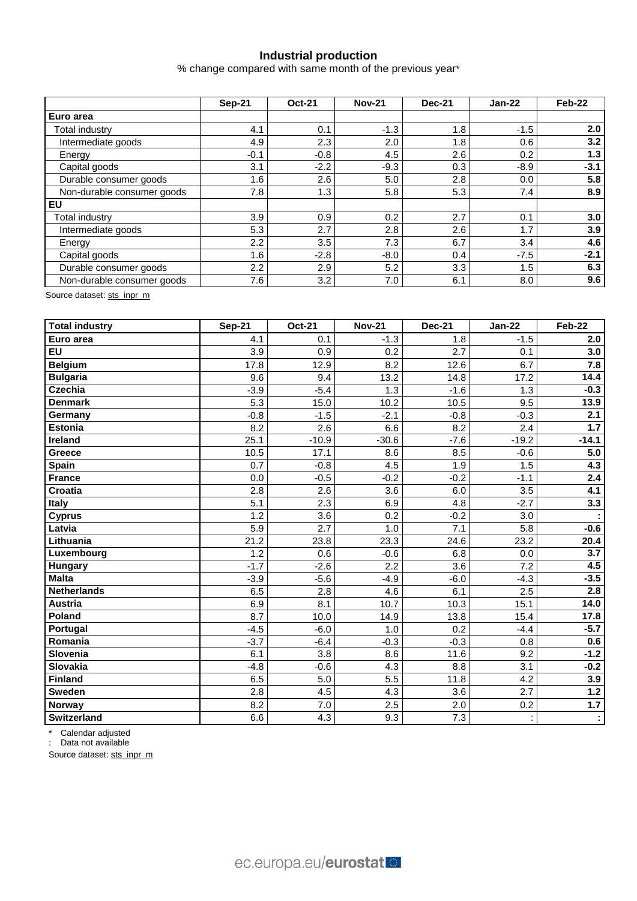## Industrial production

% change compared with same month of the previous year*

| | Sep-21 | Oct-21 | Nov-21 | Dec-21 | Jan-22 | Feb-22 |
|---|---|---|---|---|---|---|
| **Euro area** | | | | | | |
| Total industry | 4.1 | 0.1 | -1.3 | 1.8 | -1.5 | **2.0** |
| Intermediate goods | 4.9 | 2.3 | 2.0 | 1.8 | 0.6 | **3.2** |
| Energy | -0.1 | -0.8 | 4.5 | 2.6 | 0.2 | **1.3** |
| Capital goods | 3.1 | -2.2 | -9.3 | 0.3 | -8.9 | **-3.1** |
| Durable consumer goods | 1.6 | 2.6 | 5.0 | 2.8 | 0.0 | **5.8** |
| Non-durable consumer goods | 7.8 | 1.3 | 5.8 | 5.3 | 7.4 | **8.9** |
| **EU** | | | | | | |
| Total industry | 3.9 | 0.9 | 0.2 | 2.7 | 0.1 | **3.0** |
| Intermediate goods | 5.3 | 2.7 | 2.8 | 2.6 | 1.7 | **3.9** |
| Energy | 2.2 | 3.5 | 7.3 | 6.7 | 3.4 | **4.6** |
| Capital goods | 1.6 | -2.8 | -8.0 | 0.4 | -7.5 | **-2.1** |
| Durable consumer goods | 2.2 | 2.9 | 5.2 | 3.3 | 1.5 | **6.3** |
| Non-durable consumer goods | 7.6 | 3.2 | 7.0 | 6.1 | 8.0 | **9.6** |

Source dataset: sts_inpr_m

| **Total industry** | Sep-21 | Oct-21 | Nov-21 | Dec-21 | Jan-22 | Feb-22 |
|---|---|---|---|---|---|---|
| **Euro area** | 4.1 | 0.1 | -1.3 | 1.8 | -1.5 | **2.0** |
| **EU** | 3.9 | 0.9 | 0.2 | 2.7 | 0.1 | **3.0** |
| **Belgium** | 17.8 | 12.9 | 8.2 | 12.6 | 6.7 | **7.8** |
| **Bulgaria** | 9.6 | 9.4 | 13.2 | 14.8 | 17.2 | **14.4** |
| **Czechia** | -3.9 | -5.4 | 1.3 | -1.6 | 1.3 | **-0.3** |
| **Denmark** | 5.3 | 15.0 | 10.2 | 10.5 | 9.5 | **13.9** |
| **Germany** | -0.8 | -1.5 | -2.1 | -0.8 | -0.3 | **2.1** |
| **Estonia** | 8.2 | 2.6 | 6.6 | 8.2 | 2.4 | **1.7** |
| **Ireland** | 25.1 | -10.9 | -30.6 | -7.6 | -19.2 | **-14.1** |
| **Greece** | 10.5 | 17.1 | 8.6 | 8.5 | -0.6 | **5.0** |
| **Spain** | 0.7 | -0.8 | 4.5 | 1.9 | 1.5 | **4.3** |
| **France** | 0.0 | -0.5 | -0.2 | -0.2 | -1.1 | **2.4** |
| **Croatia** | 2.8 | 2.6 | 3.6 | 6.0 | 3.5 | **4.1** |
| **Italy** | 5.1 | 2.3 | 6.9 | 4.8 | -2.7 | **3.3** |
| **Cyprus** | 1.2 | 3.6 | 0.2 | -0.2 | 3.0 | **:** |
| **Latvia** | 5.9 | 2.7 | 1.0 | 7.1 | 5.8 | **-0.6** |
| **Lithuania** | 21.2 | 23.8 | 23.3 | 24.6 | 23.2 | **20.4** |
| **Luxembourg** | 1.2 | 0.6 | -0.6 | 6.8 | 0.0 | **3.7** |
| **Hungary** | -1.7 | -2.6 | 2.2 | 3.6 | 7.2 | **4.5** |
| **Malta** | -3.9 | -5.6 | -4.9 | -6.0 | -4.3 | **-3.5** |
| **Netherlands** | 6.5 | 2.8 | 4.6 | 6.1 | 2.5 | **2.8** |
| **Austria** | 6.9 | 8.1 | 10.7 | 10.3 | 15.1 | **14.0** |
| **Poland** | 8.7 | 10.0 | 14.9 | 13.8 | 15.4 | **17.8** |
| **Portugal** | -4.5 | -6.0 | 1.0 | 0.2 | -4.4 | **-5.7** |
| **Romania** | -3.7 | -6.4 | -0.3 | -0.3 | 0.8 | **0.6** |
| **Slovenia** | 6.1 | 3.8 | 8.6 | 11.6 | 9.2 | **-1.2** |
| **Slovakia** | -4.8 | -0.6 | 4.3 | 8.8 | 3.1 | **-0.2** |
| **Finland** | 6.5 | 5.0 | 5.5 | 11.8 | 4.2 | **3.9** |
| **Sweden** | 2.8 | 4.5 | 4.3 | 3.6 | 2.7 | **1.2** |
| **Norway** | 8.2 | 7.0 | 2.5 | 2.0 | 0.2 | **1.7** |
| **Switzerland** | 6.6 | 4.3 | 9.3 | 7.3 | : | **:** |

\* Calendar adjusted

: Data not available

Source dataset: sts_inpr_m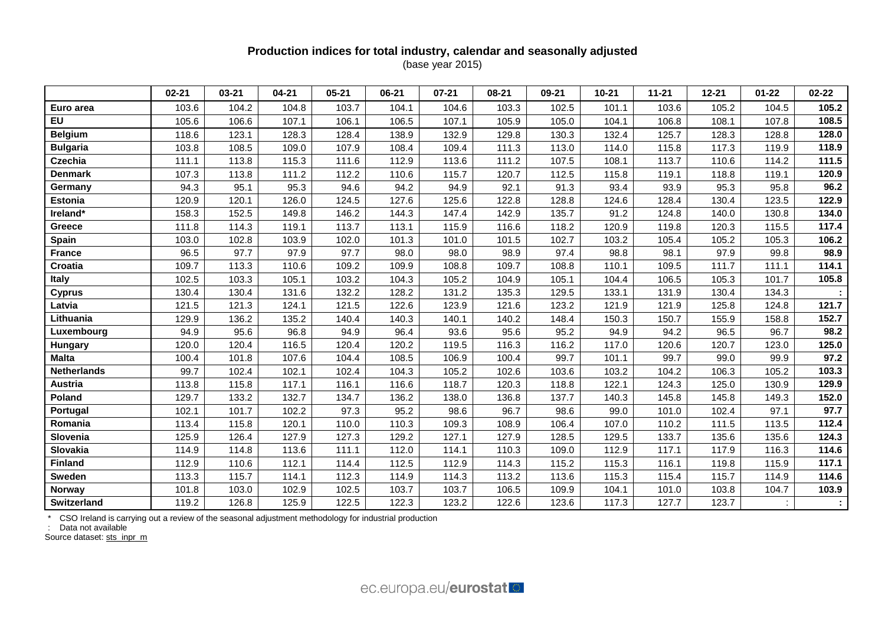**Production indices for total industry, calendar and seasonally adjusted**
(base year 2015)

| | 02-21 | 03-21 | 04-21 | 05-21 | 06-21 | 07-21 | 08-21 | 09-21 | 10-21 | 11-21 | 12-21 | 01-22 | 02-22 |
|---|---|---|---|---|---|---|---|---|---|---|---|---|---|
| **Euro area** | 103.6 | 104.2 | 104.8 | 103.7 | 104.1 | 104.6 | 103.3 | 102.5 | 101.1 | 103.6 | 105.2 | 104.5 | **105.2** |
| **EU** | 105.6 | 106.6 | 107.1 | 106.1 | 106.5 | 107.1 | 105.9 | 105.0 | 104.1 | 106.8 | 108.1 | 107.8 | **108.5** |
| **Belgium** | 118.6 | 123.1 | 128.3 | 128.4 | 138.9 | 132.9 | 129.8 | 130.3 | 132.4 | 125.7 | 128.3 | 128.8 | **128.0** |
| **Bulgaria** | 103.8 | 108.5 | 109.0 | 107.9 | 108.4 | 109.4 | 111.3 | 113.0 | 114.0 | 115.8 | 117.3 | 119.9 | **118.9** |
| **Czechia** | 111.1 | 113.8 | 115.3 | 111.6 | 112.9 | 113.6 | 111.2 | 107.5 | 108.1 | 113.7 | 110.6 | 114.2 | **111.5** |
| **Denmark** | 107.3 | 113.8 | 111.2 | 112.2 | 110.6 | 115.7 | 120.7 | 112.5 | 115.8 | 119.1 | 118.8 | 119.1 | **120.9** |
| **Germany** | 94.3 | 95.1 | 95.3 | 94.6 | 94.2 | 94.9 | 92.1 | 91.3 | 93.4 | 93.9 | 95.3 | 95.8 | **96.2** |
| **Estonia** | 120.9 | 120.1 | 126.0 | 124.5 | 127.6 | 125.6 | 122.8 | 128.8 | 124.6 | 128.4 | 130.4 | 123.5 | **122.9** |
| **Ireland*** | 158.3 | 152.5 | 149.8 | 146.2 | 144.3 | 147.4 | 142.9 | 135.7 | 91.2 | 124.8 | 140.0 | 130.8 | **134.0** |
| **Greece** | 111.8 | 114.3 | 119.1 | 113.7 | 113.1 | 115.9 | 116.6 | 118.2 | 120.9 | 119.8 | 120.3 | 115.5 | **117.4** |
| **Spain** | 103.0 | 102.8 | 103.9 | 102.0 | 101.3 | 101.0 | 101.5 | 102.7 | 103.2 | 105.4 | 105.2 | 105.3 | **106.2** |
| **France** | 96.5 | 97.7 | 97.9 | 97.7 | 98.0 | 98.0 | 98.9 | 97.4 | 98.8 | 98.1 | 97.9 | 99.8 | **98.9** |
| **Croatia** | 109.7 | 113.3 | 110.6 | 109.2 | 109.9 | 108.8 | 109.7 | 108.8 | 110.1 | 109.5 | 111.7 | 111.1 | **114.1** |
| **Italy** | 102.5 | 103.3 | 105.1 | 103.2 | 104.3 | 105.2 | 104.9 | 105.1 | 104.4 | 106.5 | 105.3 | 101.7 | **105.8** |
| **Cyprus** | 130.4 | 130.4 | 131.6 | 132.2 | 128.2 | 131.2 | 135.3 | 129.5 | 133.1 | 131.9 | 130.4 | 134.3 | **:** |
| **Latvia** | 121.5 | 121.3 | 124.1 | 121.5 | 122.6 | 123.9 | 121.6 | 123.2 | 121.9 | 121.9 | 125.8 | 124.8 | **121.7** |
| **Lithuania** | 129.9 | 136.2 | 135.2 | 140.4 | 140.3 | 140.1 | 140.2 | 148.4 | 150.3 | 150.7 | 155.9 | 158.8 | **152.7** |
| **Luxembourg** | 94.9 | 95.6 | 96.8 | 94.9 | 96.4 | 93.6 | 95.6 | 95.2 | 94.9 | 94.2 | 96.5 | 96.7 | **98.2** |
| **Hungary** | 120.0 | 120.4 | 116.5 | 120.4 | 120.2 | 119.5 | 116.3 | 116.2 | 117.0 | 120.6 | 120.7 | 123.0 | **125.0** |
| **Malta** | 100.4 | 101.8 | 107.6 | 104.4 | 108.5 | 106.9 | 100.4 | 99.7 | 101.1 | 99.7 | 99.0 | 99.9 | **97.2** |
| **Netherlands** | 99.7 | 102.4 | 102.1 | 102.4 | 104.3 | 105.2 | 102.6 | 103.6 | 103.2 | 104.2 | 106.3 | 105.2 | **103.3** |
| **Austria** | 113.8 | 115.8 | 117.1 | 116.1 | 116.6 | 118.7 | 120.3 | 118.8 | 122.1 | 124.3 | 125.0 | 130.9 | **129.9** |
| **Poland** | 129.7 | 133.2 | 132.7 | 134.7 | 136.2 | 138.0 | 136.8 | 137.7 | 140.3 | 145.8 | 145.8 | 149.3 | **152.0** |
| **Portugal** | 102.1 | 101.7 | 102.2 | 97.3 | 95.2 | 98.6 | 96.7 | 98.6 | 99.0 | 101.0 | 102.4 | 97.1 | **97.7** |
| **Romania** | 113.4 | 115.8 | 120.1 | 110.0 | 110.3 | 109.3 | 108.9 | 106.4 | 107.0 | 110.2 | 111.5 | 113.5 | **112.4** |
| **Slovenia** | 125.9 | 126.4 | 127.9 | 127.3 | 129.2 | 127.1 | 127.9 | 128.5 | 129.5 | 133.7 | 135.6 | 135.6 | **124.3** |
| **Slovakia** | 114.9 | 114.8 | 113.6 | 111.1 | 112.0 | 114.1 | 110.3 | 109.0 | 112.9 | 117.1 | 117.9 | 116.3 | **114.6** |
| **Finland** | 112.9 | 110.6 | 112.1 | 114.4 | 112.5 | 112.9 | 114.3 | 115.2 | 115.3 | 116.1 | 119.8 | 115.9 | **117.1** |
| **Sweden** | 113.3 | 115.7 | 114.1 | 112.3 | 114.9 | 114.3 | 113.2 | 113.6 | 115.3 | 115.4 | 115.7 | 114.9 | **114.6** |
| **Norway** | 101.8 | 103.0 | 102.9 | 102.5 | 103.7 | 103.7 | 106.5 | 109.9 | 104.1 | 101.0 | 103.8 | 104.7 | **103.9** |
| **Switzerland** | 119.2 | 126.8 | 125.9 | 122.5 | 122.3 | 123.2 | 122.6 | 123.6 | 117.3 | 127.7 | 123.7 | : | **:** |

\* CSO Ireland is carrying out a review of the seasonal adjustment methodology for industrial production

: Data not available

Source dataset: sts_inpr_m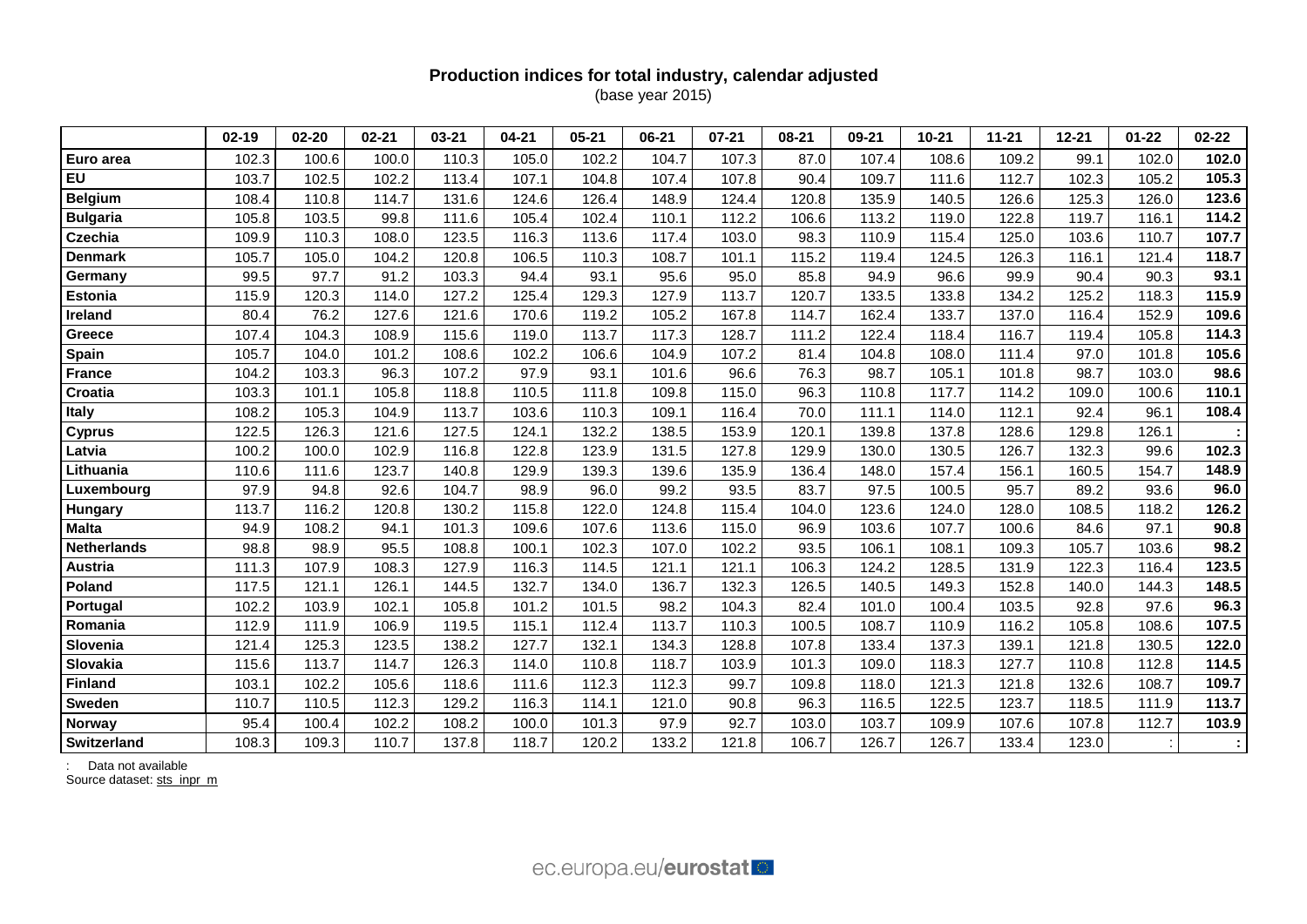**Production indices for total industry, calendar adjusted**
(base year 2015)

| | 02-19 | 02-20 | 02-21 | 03-21 | 04-21 | 05-21 | 06-21 | 07-21 | 08-21 | 09-21 | 10-21 | 11-21 | 12-21 | 01-22 | 02-22 |
|---|---|---|---|---|---|---|---|---|---|---|---|---|---|---|---|
| **Euro area** | 102.3 | 100.6 | 100.0 | 110.3 | 105.0 | 102.2 | 104.7 | 107.3 | 87.0 | 107.4 | 108.6 | 109.2 | 99.1 | 102.0 | **102.0** |
| **EU** | 103.7 | 102.5 | 102.2 | 113.4 | 107.1 | 104.8 | 107.4 | 107.8 | 90.4 | 109.7 | 111.6 | 112.7 | 102.3 | 105.2 | **105.3** |
| **Belgium** | 108.4 | 110.8 | 114.7 | 131.6 | 124.6 | 126.4 | 148.9 | 124.4 | 120.8 | 135.9 | 140.5 | 126.6 | 125.3 | 126.0 | **123.6** |
| **Bulgaria** | 105.8 | 103.5 | 99.8 | 111.6 | 105.4 | 102.4 | 110.1 | 112.2 | 106.6 | 113.2 | 119.0 | 122.8 | 119.7 | 116.1 | **114.2** |
| **Czechia** | 109.9 | 110.3 | 108.0 | 123.5 | 116.3 | 113.6 | 117.4 | 103.0 | 98.3 | 110.9 | 115.4 | 125.0 | 103.6 | 110.7 | **107.7** |
| **Denmark** | 105.7 | 105.0 | 104.2 | 120.8 | 106.5 | 110.3 | 108.7 | 101.1 | 115.2 | 119.4 | 124.5 | 126.3 | 116.1 | 121.4 | **118.7** |
| **Germany** | 99.5 | 97.7 | 91.2 | 103.3 | 94.4 | 93.1 | 95.6 | 95.0 | 85.8 | 94.9 | 96.6 | 99.9 | 90.4 | 90.3 | **93.1** |
| **Estonia** | 115.9 | 120.3 | 114.0 | 127.2 | 125.4 | 129.3 | 127.9 | 113.7 | 120.7 | 133.5 | 133.8 | 134.2 | 125.2 | 118.3 | **115.9** |
| **Ireland** | 80.4 | 76.2 | 127.6 | 121.6 | 170.6 | 119.2 | 105.2 | 167.8 | 114.7 | 162.4 | 133.7 | 137.0 | 116.4 | 152.9 | **109.6** |
| **Greece** | 107.4 | 104.3 | 108.9 | 115.6 | 119.0 | 113.7 | 117.3 | 128.7 | 111.2 | 122.4 | 118.4 | 116.7 | 119.4 | 105.8 | **114.3** |
| **Spain** | 105.7 | 104.0 | 101.2 | 108.6 | 102.2 | 106.6 | 104.9 | 107.2 | 81.4 | 104.8 | 108.0 | 111.4 | 97.0 | 101.8 | **105.6** |
| **France** | 104.2 | 103.3 | 96.3 | 107.2 | 97.9 | 93.1 | 101.6 | 96.6 | 76.3 | 98.7 | 105.1 | 101.8 | 98.7 | 103.0 | **98.6** |
| **Croatia** | 103.3 | 101.1 | 105.8 | 118.8 | 110.5 | 111.8 | 109.8 | 115.0 | 96.3 | 110.8 | 117.7 | 114.2 | 109.0 | 100.6 | **110.1** |
| **Italy** | 108.2 | 105.3 | 104.9 | 113.7 | 103.6 | 110.3 | 109.1 | 116.4 | 70.0 | 111.1 | 114.0 | 112.1 | 92.4 | 96.1 | **108.4** |
| **Cyprus** | 122.5 | 126.3 | 121.6 | 127.5 | 124.1 | 132.2 | 138.5 | 153.9 | 120.1 | 139.8 | 137.8 | 128.6 | 129.8 | 126.1 | **:** |
| **Latvia** | 100.2 | 100.0 | 102.9 | 116.8 | 122.8 | 123.9 | 131.5 | 127.8 | 129.9 | 130.0 | 130.5 | 126.7 | 132.3 | 99.6 | **102.3** |
| **Lithuania** | 110.6 | 111.6 | 123.7 | 140.8 | 129.9 | 139.3 | 139.6 | 135.9 | 136.4 | 148.0 | 157.4 | 156.1 | 160.5 | 154.7 | **148.9** |
| **Luxembourg** | 97.9 | 94.8 | 92.6 | 104.7 | 98.9 | 96.0 | 99.2 | 93.5 | 83.7 | 97.5 | 100.5 | 95.7 | 89.2 | 93.6 | **96.0** |
| **Hungary** | 113.7 | 116.2 | 120.8 | 130.2 | 115.8 | 122.0 | 124.8 | 115.4 | 104.0 | 123.6 | 124.0 | 128.0 | 108.5 | 118.2 | **126.2** |
| **Malta** | 94.9 | 108.2 | 94.1 | 101.3 | 109.6 | 107.6 | 113.6 | 115.0 | 96.9 | 103.6 | 107.7 | 100.6 | 84.6 | 97.1 | **90.8** |
| **Netherlands** | 98.8 | 98.9 | 95.5 | 108.8 | 100.1 | 102.3 | 107.0 | 102.2 | 93.5 | 106.1 | 108.1 | 109.3 | 105.7 | 103.6 | **98.2** |
| **Austria** | 111.3 | 107.9 | 108.3 | 127.9 | 116.3 | 114.5 | 121.1 | 121.1 | 106.3 | 124.2 | 128.5 | 131.9 | 122.3 | 116.4 | **123.5** |
| **Poland** | 117.5 | 121.1 | 126.1 | 144.5 | 132.7 | 134.0 | 136.7 | 132.3 | 126.5 | 140.5 | 149.3 | 152.8 | 140.0 | 144.3 | **148.5** |
| **Portugal** | 102.2 | 103.9 | 102.1 | 105.8 | 101.2 | 101.5 | 98.2 | 104.3 | 82.4 | 101.0 | 100.4 | 103.5 | 92.8 | 97.6 | **96.3** |
| **Romania** | 112.9 | 111.9 | 106.9 | 119.5 | 115.1 | 112.4 | 113.7 | 110.3 | 100.5 | 108.7 | 110.9 | 116.2 | 105.8 | 108.6 | **107.5** |
| **Slovenia** | 121.4 | 125.3 | 123.5 | 138.2 | 127.7 | 132.1 | 134.3 | 128.8 | 107.8 | 133.4 | 137.3 | 139.1 | 121.8 | 130.5 | **122.0** |
| **Slovakia** | 115.6 | 113.7 | 114.7 | 126.3 | 114.0 | 110.8 | 118.7 | 103.9 | 101.3 | 109.0 | 118.3 | 127.7 | 110.8 | 112.8 | **114.5** |
| **Finland** | 103.1 | 102.2 | 105.6 | 118.6 | 111.6 | 112.3 | 112.3 | 99.7 | 109.8 | 118.0 | 121.3 | 121.8 | 132.6 | 108.7 | **109.7** |
| **Sweden** | 110.7 | 110.5 | 112.3 | 129.2 | 116.3 | 114.1 | 121.0 | 90.8 | 96.3 | 116.5 | 122.5 | 123.7 | 118.5 | 111.9 | **113.7** |
| **Norway** | 95.4 | 100.4 | 102.2 | 108.2 | 100.0 | 101.3 | 97.9 | 92.7 | 103.0 | 103.7 | 109.9 | 107.6 | 107.8 | 112.7 | **103.9** |
| **Switzerland** | 108.3 | 109.3 | 110.7 | 137.8 | 118.7 | 120.2 | 133.2 | 121.8 | 106.7 | 126.7 | 126.7 | 133.4 | 123.0 | : | **:** |

: Data not available
Source dataset: sts_inpr_m

ec.europa.eu/eurostat